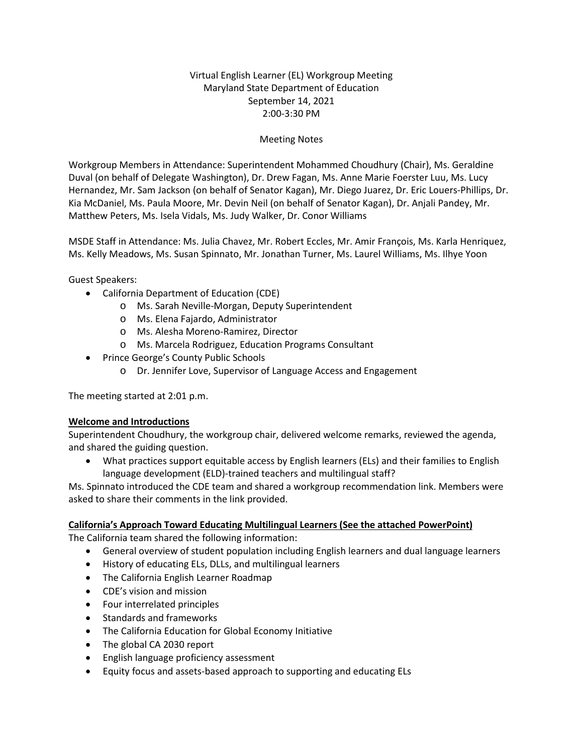Virtual English Learner (EL) Workgroup Meeting
Maryland State Department of Education
September 14, 2021
2:00-3:30 PM

Meeting Notes

Workgroup Members in Attendance: Superintendent Mohammed Choudhury (Chair), Ms. Geraldine Duval (on behalf of Delegate Washington), Dr. Drew Fagan, Ms. Anne Marie Foerster Luu, Ms. Lucy Hernandez, Mr. Sam Jackson (on behalf of Senator Kagan), Mr. Diego Juarez, Dr. Eric Louers-Phillips, Dr. Kia McDaniel, Ms. Paula Moore, Mr. Devin Neil (on behalf of Senator Kagan), Dr. Anjali Pandey, Mr. Matthew Peters, Ms. Isela Vidals, Ms. Judy Walker, Dr. Conor Williams

MSDE Staff in Attendance: Ms. Julia Chavez, Mr. Robert Eccles, Mr. Amir François, Ms. Karla Henriquez, Ms. Kelly Meadows, Ms. Susan Spinnato, Mr. Jonathan Turner, Ms. Laurel Williams, Ms. Ilhye Yoon

Guest Speakers:

- California Department of Education (CDE)
  - Ms. Sarah Neville-Morgan, Deputy Superintendent
  - Ms. Elena Fajardo, Administrator
  - Ms. Alesha Moreno-Ramirez, Director
  - Ms. Marcela Rodriguez, Education Programs Consultant
- Prince George's County Public Schools
  - Dr. Jennifer Love, Supervisor of Language Access and Engagement

The meeting started at 2:01 p.m.

**Welcome and Introductions**

Superintendent Choudhury, the workgroup chair, delivered welcome remarks, reviewed the agenda, and shared the guiding question.

- What practices support equitable access by English learners (ELs) and their families to English language development (ELD)-trained teachers and multilingual staff?

Ms. Spinnato introduced the CDE team and shared a workgroup recommendation link. Members were asked to share their comments in the link provided.

**California's Approach Toward Educating Multilingual Learners (See the attached PowerPoint)**

The California team shared the following information:

- General overview of student population including English learners and dual language learners
- History of educating ELs, DLLs, and multilingual learners
- The California English Learner Roadmap
- CDE's vision and mission
- Four interrelated principles
- Standards and frameworks
- The California Education for Global Economy Initiative
- The global CA 2030 report
- English language proficiency assessment
- Equity focus and assets-based approach to supporting and educating ELs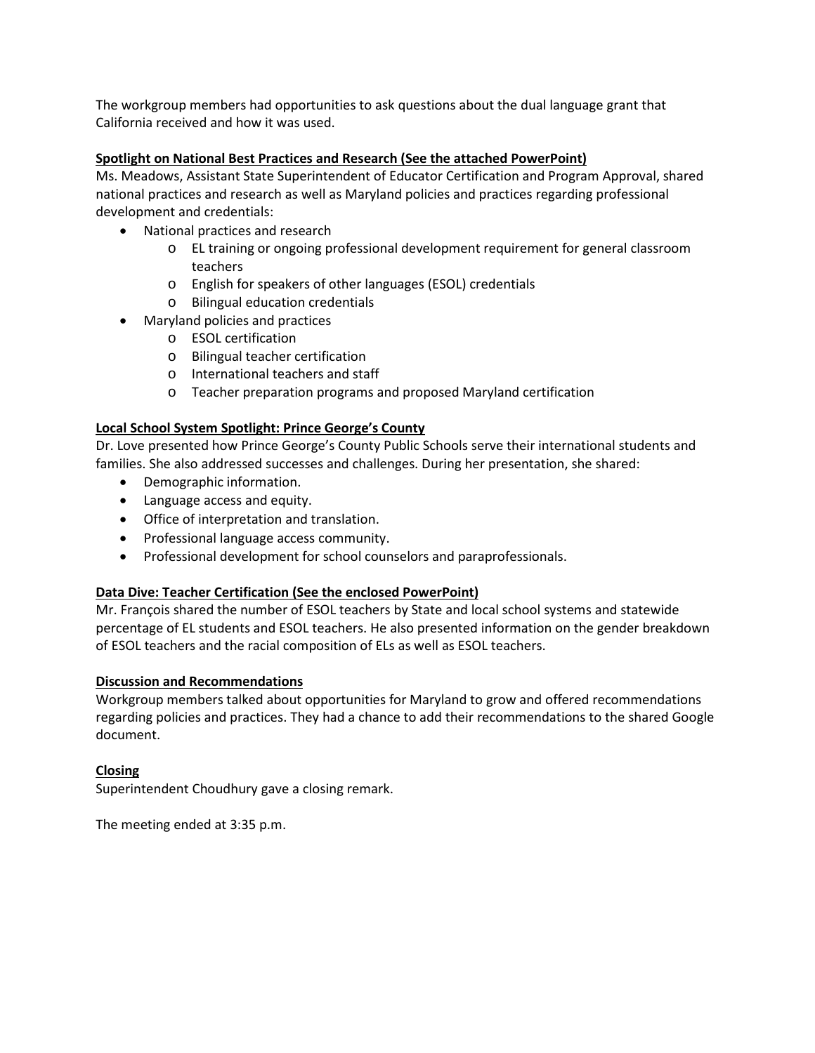The workgroup members had opportunities to ask questions about the dual language grant that California received and how it was used.

**Spotlight on National Best Practices and Research (See the attached PowerPoint)**

Ms. Meadows, Assistant State Superintendent of Educator Certification and Program Approval, shared national practices and research as well as Maryland policies and practices regarding professional development and credentials:

- National practices and research
  - EL training or ongoing professional development requirement for general classroom teachers
  - English for speakers of other languages (ESOL) credentials
  - Bilingual education credentials
- Maryland policies and practices
  - ESOL certification
  - Bilingual teacher certification
  - International teachers and staff
  - Teacher preparation programs and proposed Maryland certification

**Local School System Spotlight: Prince George's County**

Dr. Love presented how Prince George's County Public Schools serve their international students and families. She also addressed successes and challenges. During her presentation, she shared:

- Demographic information.
- Language access and equity.
- Office of interpretation and translation.
- Professional language access community.
- Professional development for school counselors and paraprofessionals.

**Data Dive: Teacher Certification (See the enclosed PowerPoint)**

Mr. François shared the number of ESOL teachers by State and local school systems and statewide percentage of EL students and ESOL teachers. He also presented information on the gender breakdown of ESOL teachers and the racial composition of ELs as well as ESOL teachers.

**Discussion and Recommendations**

Workgroup members talked about opportunities for Maryland to grow and offered recommendations regarding policies and practices. They had a chance to add their recommendations to the shared Google document.

**Closing**

Superintendent Choudhury gave a closing remark.

The meeting ended at 3:35 p.m.